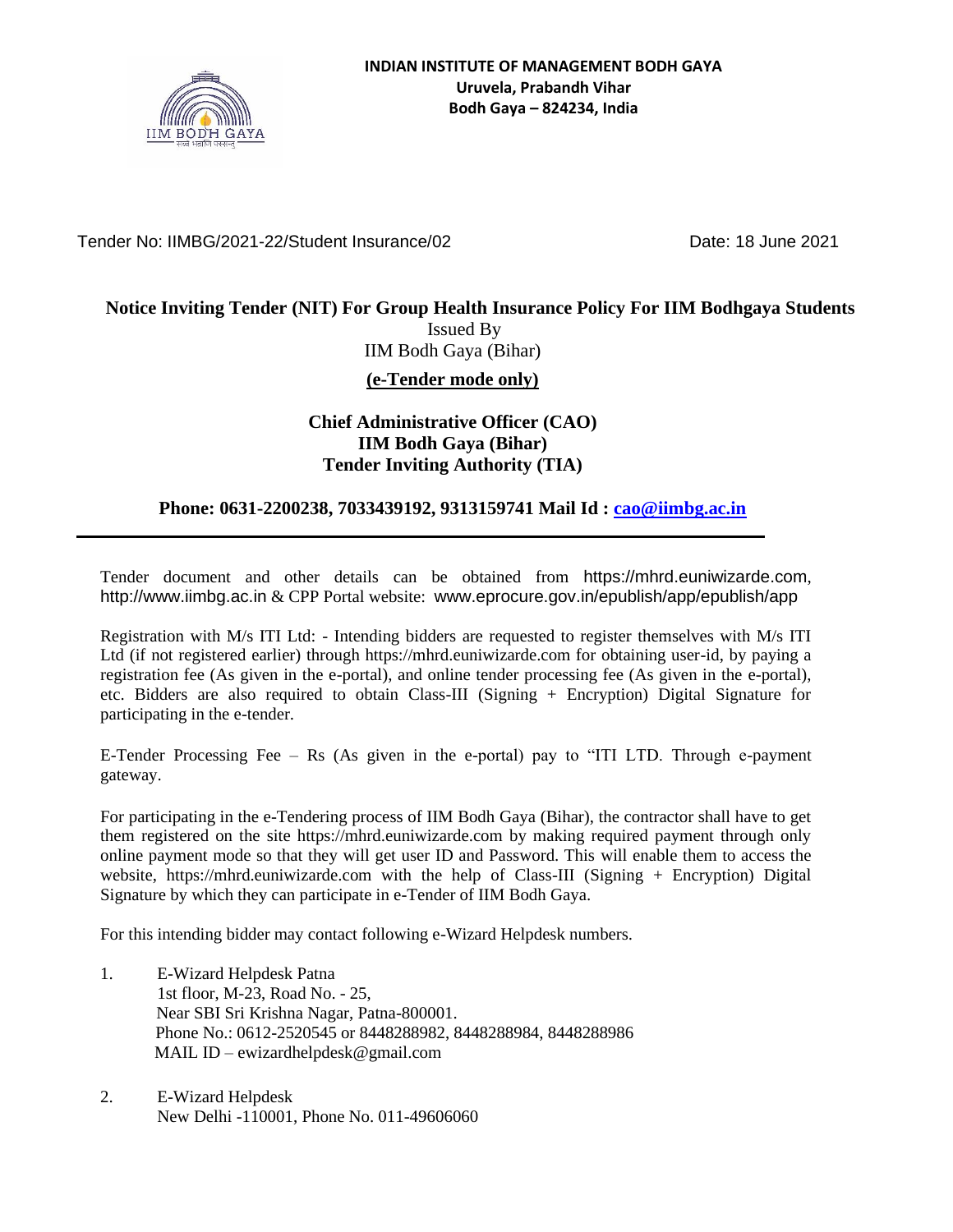**INDIAN INSTITUTE OF MANAGEMENT BODH GAYA**
**Uruvela, Prabandh Vihar**
**Bodh Gaya – 824234, India**

Tender No: IIMBG/2021-22/Student Insurance/02 Date: 18 June 2021

## Notice Inviting Tender (NIT) For Group Health Insurance Policy For IIM Bodhgaya Students

Issued By
IIM Bodh Gaya (Bihar)

**(e-Tender mode only)**

**Chief Administrative Officer (CAO)**
**IIM Bodh Gaya (Bihar)**
**Tender Inviting Authority (TIA)**

**Phone: 0631-2200238, 7033439192, 9313159741 Mail Id : cao@iimbg.ac.in**

---

Tender document and other details can be obtained from https://mhrd.euniwizarde.com, http://www.iimbg.ac.in & CPP Portal website: www.eprocure.gov.in/epublish/app/epublish/app

Registration with M/s ITI Ltd: - Intending bidders are requested to register themselves with M/s ITI Ltd (if not registered earlier) through https://mhrd.euniwizarde.com for obtaining user-id, by paying a registration fee (As given in the e-portal), and online tender processing fee (As given in the e-portal), etc. Bidders are also required to obtain Class-III (Signing + Encryption) Digital Signature for participating in the e-tender.

E-Tender Processing Fee – Rs (As given in the e-portal) pay to "ITI LTD. Through e-payment gateway.

For participating in the e-Tendering process of IIM Bodh Gaya (Bihar), the contractor shall have to get them registered on the site https://mhrd.euniwizarde.com by making required payment through only online payment mode so that they will get user ID and Password. This will enable them to access the website, https://mhrd.euniwizarde.com with the help of Class-III (Signing + Encryption) Digital Signature by which they can participate in e-Tender of IIM Bodh Gaya.

For this intending bidder may contact following e-Wizard Helpdesk numbers.

1. E-Wizard Helpdesk Patna
   1st floor, M-23, Road No. - 25,
   Near SBI Sri Krishna Nagar, Patna-800001.
   Phone No.: 0612-2520545 or 8448288982, 8448288984, 8448288986
   MAIL ID – ewizardhelpdesk@gmail.com

2. E-Wizard Helpdesk
   New Delhi -110001, Phone No. 011-49606060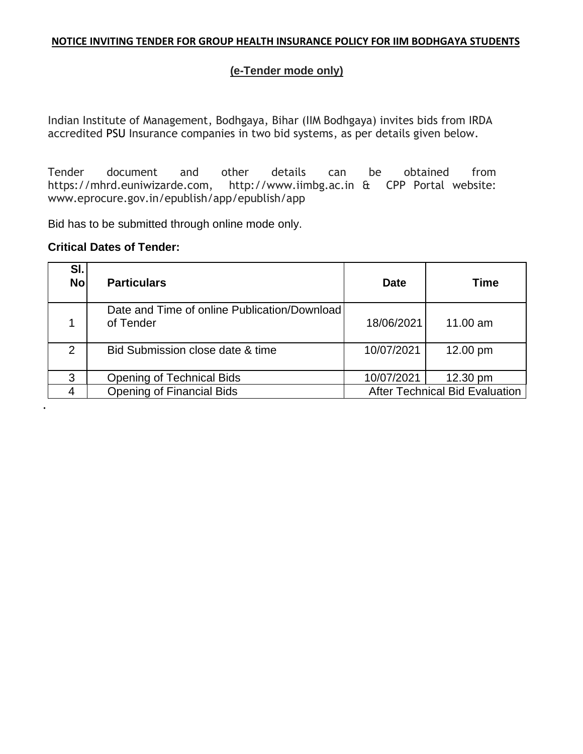## NOTICE INVITING TENDER FOR GROUP HEALTH INSURANCE POLICY FOR IIM BODHGAYA STUDENTS

### (e-Tender mode only)

Indian Institute of Management, Bodhgaya, Bihar (IIM Bodhgaya) invites bids from IRDA accredited PSU Insurance companies in two bid systems, as per details given below.

Tender document and other details can be obtained from https://mhrd.euniwizarde.com, http://www.iimbg.ac.in & CPP Portal website: www.eprocure.gov.in/epublish/app/epublish/app

Bid has to be submitted through online mode only.

**Critical Dates of Tender:**

| Sl. No | Particulars | Date | Time |
|---|---|---|---|
| 1 | Date and Time of online Publication/Download of Tender | 18/06/2021 | 11.00 am |
| 2 | Bid Submission close date & time | 10/07/2021 | 12.00 pm |
| 3 | Opening of Technical Bids | 10/07/2021 | 12.30 pm |
| 4 | Opening of Financial Bids | After Technical Bid Evaluation | |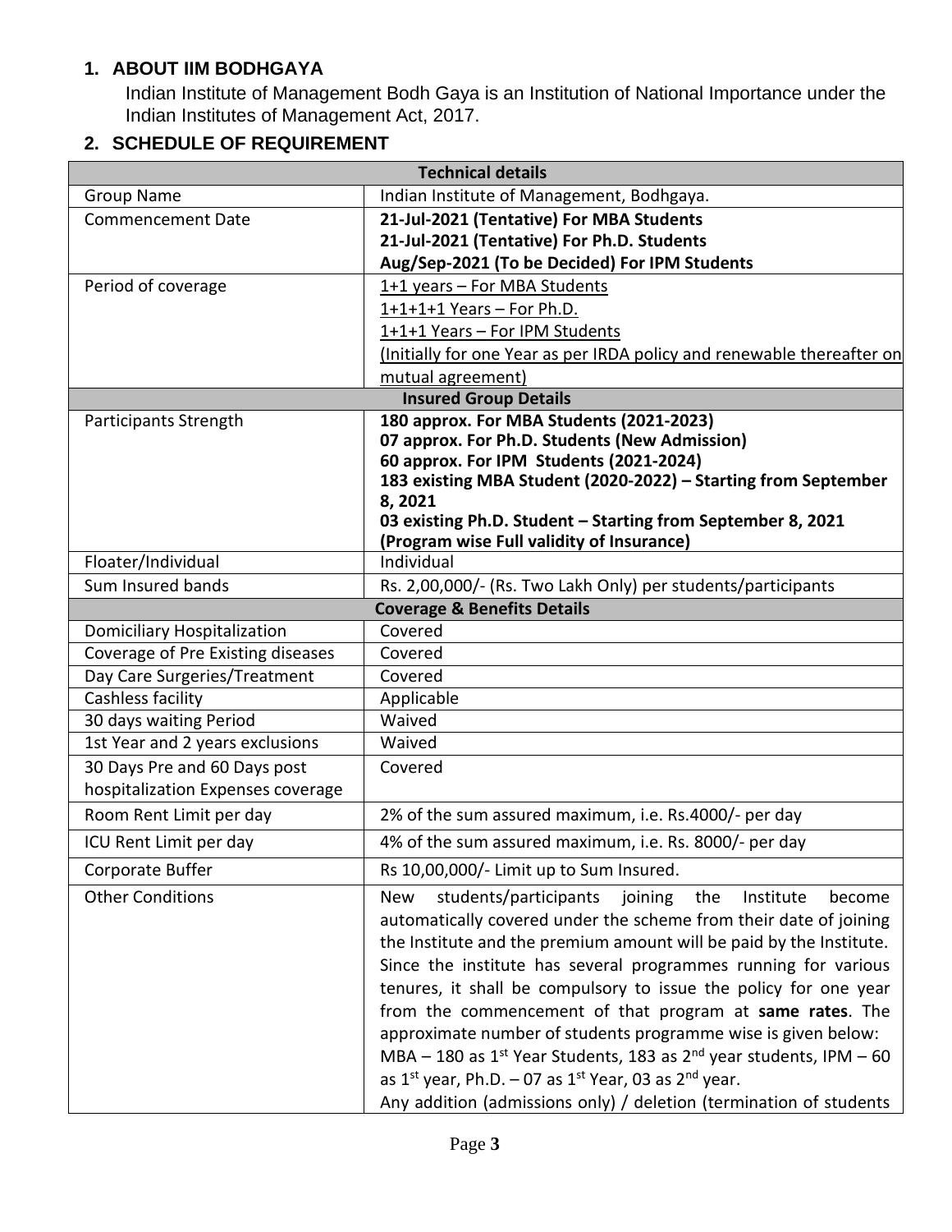## 1. ABOUT IIM BODHGAYA

Indian Institute of Management Bodh Gaya is an Institution of National Importance under the Indian Institutes of Management Act, 2017.

## 2. SCHEDULE OF REQUIREMENT

| **Technical details** | |
|---|---|
| Group Name | Indian Institute of Management, Bodhgaya. |
| Commencement Date | **21-Jul-2021 (Tentative) For MBA Students**<br>**21-Jul-2021 (Tentative) For Ph.D. Students**<br>**Aug/Sep-2021 (To be Decided) For IPM Students** |
| Period of coverage | 1+1 years – For MBA Students<br>1+1+1+1 Years – For Ph.D.<br>1+1+1 Years – For IPM Students<br>(Initially for one Year as per IRDA policy and renewable thereafter on mutual agreement) |
| **Insured Group Details** | |
| Participants Strength | **180 approx. For MBA Students (2021-2023)**<br>**07 approx. For Ph.D. Students (New Admission)**<br>**60 approx. For IPM Students (2021-2024)**<br>**183 existing MBA Student (2020-2022) – Starting from September 8, 2021**<br>**03 existing Ph.D. Student – Starting from September 8, 2021**<br>**(Program wise Full validity of Insurance)** |
| Floater/Individual | Individual |
| Sum Insured bands | Rs. 2,00,000/- (Rs. Two Lakh Only) per students/participants |
| **Coverage & Benefits Details** | |
| Domiciliary Hospitalization | Covered |
| Coverage of Pre Existing diseases | Covered |
| Day Care Surgeries/Treatment | Covered |
| Cashless facility | Applicable |
| 30 days waiting Period | Waived |
| 1st Year and 2 years exclusions | Waived |
| 30 Days Pre and 60 Days post hospitalization Expenses coverage | Covered |
| Room Rent Limit per day | 2% of the sum assured maximum, i.e. Rs.4000/- per day |
| ICU Rent Limit per day | 4% of the sum assured maximum, i.e. Rs. 8000/- per day |
| Corporate Buffer | Rs 10,00,000/- Limit up to Sum Insured. |
| Other Conditions | New students/participants joining the Institute become automatically covered under the scheme from their date of joining the Institute and the premium amount will be paid by the Institute. Since the institute has several programmes running for various tenures, it shall be compulsory to issue the policy for one year from the commencement of that program at **same rates**. The approximate number of students programme wise is given below: MBA – 180 as 1st Year Students, 183 as 2nd year students, IPM – 60 as 1st year, Ph.D. – 07 as 1st Year, 03 as 2nd year.<br>Any addition (admissions only) / deletion (termination of students |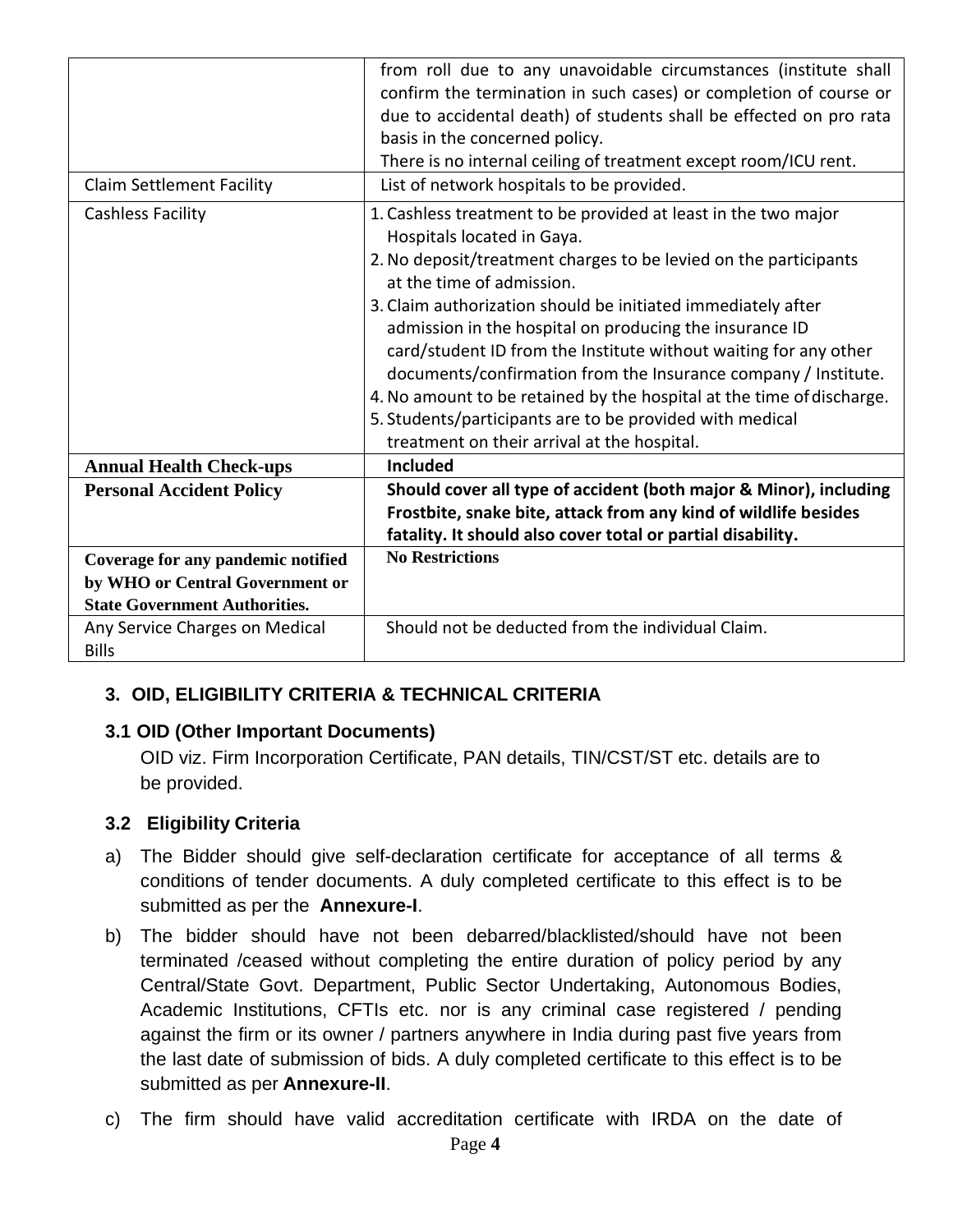| | |
|---|---|
| | from roll due to any unavoidable circumstances (institute shall confirm the termination in such cases) or completion of course or due to accidental death) of students shall be effected on pro rata basis in the concerned policy.<br>There is no internal ceiling of treatment except room/ICU rent. |
| Claim Settlement Facility | List of network hospitals to be provided. |
| Cashless Facility | 1. Cashless treatment to be provided at least in the two major Hospitals located in Gaya.<br>2. No deposit/treatment charges to be levied on the participants at the time of admission.<br>3. Claim authorization should be initiated immediately after admission in the hospital on producing the insurance ID card/student ID from the Institute without waiting for any other documents/confirmation from the Insurance company / Institute.<br>4. No amount to be retained by the hospital at the time of discharge.<br>5. Students/participants are to be provided with medical treatment on their arrival at the hospital. |
| **Annual Health Check-ups** | **Included** |
| **Personal Accident Policy** | **Should cover all type of accident (both major & Minor), including Frostbite, snake bite, attack from any kind of wildlife besides fatality. It should also cover total or partial disability.** |
| **Coverage for any pandemic notified by WHO or Central Government or State Government Authorities.** | **No Restrictions** |
| Any Service Charges on Medical Bills | Should not be deducted from the individual Claim. |

## 3. OID, ELIGIBILITY CRITERIA & TECHNICAL CRITERIA

### 3.1 OID (Other Important Documents)

OID viz. Firm Incorporation Certificate, PAN details, TIN/CST/ST etc. details are to be provided.

### 3.2 Eligibility Criteria

a) The Bidder should give self-declaration certificate for acceptance of all terms & conditions of tender documents. A duly completed certificate to this effect is to be submitted as per the **Annexure-I**.

b) The bidder should have not been debarred/blacklisted/should have not been terminated /ceased without completing the entire duration of policy period by any Central/State Govt. Department, Public Sector Undertaking, Autonomous Bodies, Academic Institutions, CFTIs etc. nor is any criminal case registered / pending against the firm or its owner / partners anywhere in India during past five years from the last date of submission of bids. A duly completed certificate to this effect is to be submitted as per **Annexure-II**.

c) The firm should have valid accreditation certificate with IRDA on the date of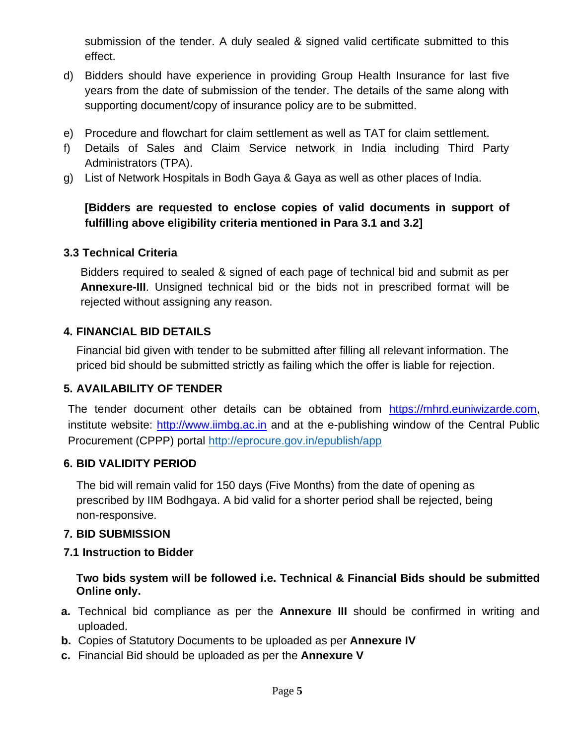submission of the tender. A duly sealed & signed valid certificate submitted to this effect.

d) Bidders should have experience in providing Group Health Insurance for last five years from the date of submission of the tender. The details of the same along with supporting document/copy of insurance policy are to be submitted.

e) Procedure and flowchart for claim settlement as well as TAT for claim settlement.

f) Details of Sales and Claim Service network in India including Third Party Administrators (TPA).

g) List of Network Hospitals in Bodh Gaya & Gaya as well as other places of India.

**[Bidders are requested to enclose copies of valid documents in support of fulfilling above eligibility criteria mentioned in Para 3.1 and 3.2]**

### 3.3 Technical Criteria

Bidders required to sealed & signed of each page of technical bid and submit as per **Annexure-III**. Unsigned technical bid or the bids not in prescribed format will be rejected without assigning any reason.

## 4. FINANCIAL BID DETAILS

Financial bid given with tender to be submitted after filling all relevant information. The priced bid should be submitted strictly as failing which the offer is liable for rejection.

## 5. AVAILABILITY OF TENDER

The tender document other details can be obtained from https://mhrd.euniwizarde.com, institute website: http://www.iimbg.ac.in and at the e-publishing window of the Central Public Procurement (CPPP) portal http://eprocure.gov.in/epublish/app

## 6. BID VALIDITY PERIOD

The bid will remain valid for 150 days (Five Months) from the date of opening as prescribed by IIM Bodhgaya. A bid valid for a shorter period shall be rejected, being non-responsive.

## 7. BID SUBMISSION

### 7.1 Instruction to Bidder

**Two bids system will be followed i.e. Technical & Financial Bids should be submitted Online only.**

**a.** Technical bid compliance as per the **Annexure III** should be confirmed in writing and uploaded.

**b.** Copies of Statutory Documents to be uploaded as per **Annexure IV**

**c.** Financial Bid should be uploaded as per the **Annexure V**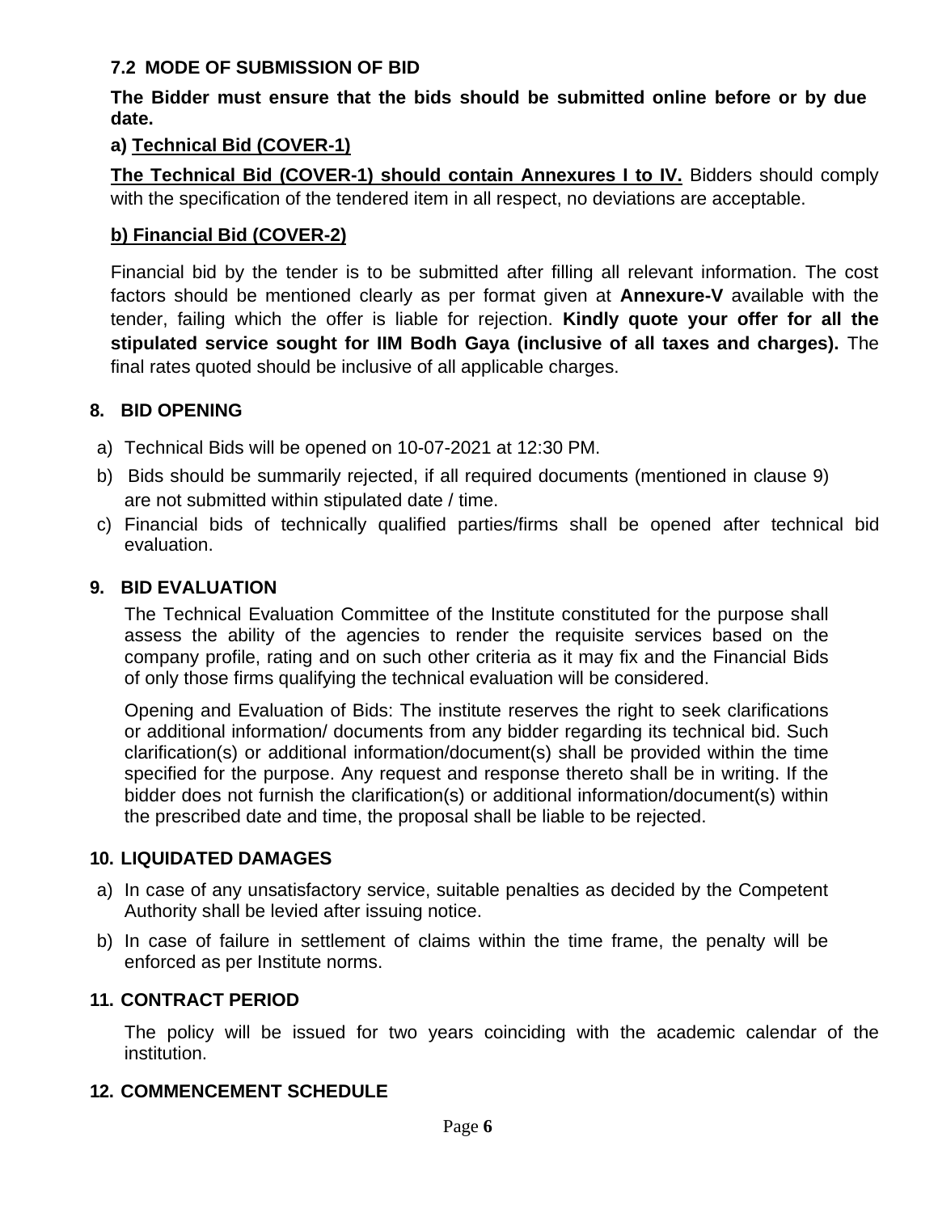### 7.2 MODE OF SUBMISSION OF BID

**The Bidder must ensure that the bids should be submitted online before or by due date.**

**a) Technical Bid (COVER-1)**

**The Technical Bid (COVER-1) should contain Annexures I to IV.** Bidders should comply with the specification of the tendered item in all respect, no deviations are acceptable.

**b) Financial Bid (COVER-2)**

Financial bid by the tender is to be submitted after filling all relevant information. The cost factors should be mentioned clearly as per format given at **Annexure-V** available with the tender, failing which the offer is liable for rejection. **Kindly quote your offer for all the stipulated service sought for IIM Bodh Gaya (inclusive of all taxes and charges).** The final rates quoted should be inclusive of all applicable charges.

## 8. BID OPENING

a) Technical Bids will be opened on 10-07-2021 at 12:30 PM.
b) Bids should be summarily rejected, if all required documents (mentioned in clause 9) are not submitted within stipulated date / time.
c) Financial bids of technically qualified parties/firms shall be opened after technical bid evaluation.

## 9. BID EVALUATION

The Technical Evaluation Committee of the Institute constituted for the purpose shall assess the ability of the agencies to render the requisite services based on the company profile, rating and on such other criteria as it may fix and the Financial Bids of only those firms qualifying the technical evaluation will be considered.

Opening and Evaluation of Bids: The institute reserves the right to seek clarifications or additional information/ documents from any bidder regarding its technical bid. Such clarification(s) or additional information/document(s) shall be provided within the time specified for the purpose. Any request and response thereto shall be in writing. If the bidder does not furnish the clarification(s) or additional information/document(s) within the prescribed date and time, the proposal shall be liable to be rejected.

## 10. LIQUIDATED DAMAGES

a) In case of any unsatisfactory service, suitable penalties as decided by the Competent Authority shall be levied after issuing notice.
b) In case of failure in settlement of claims within the time frame, the penalty will be enforced as per Institute norms.

## 11. CONTRACT PERIOD

The policy will be issued for two years coinciding with the academic calendar of the institution.

## 12. COMMENCEMENT SCHEDULE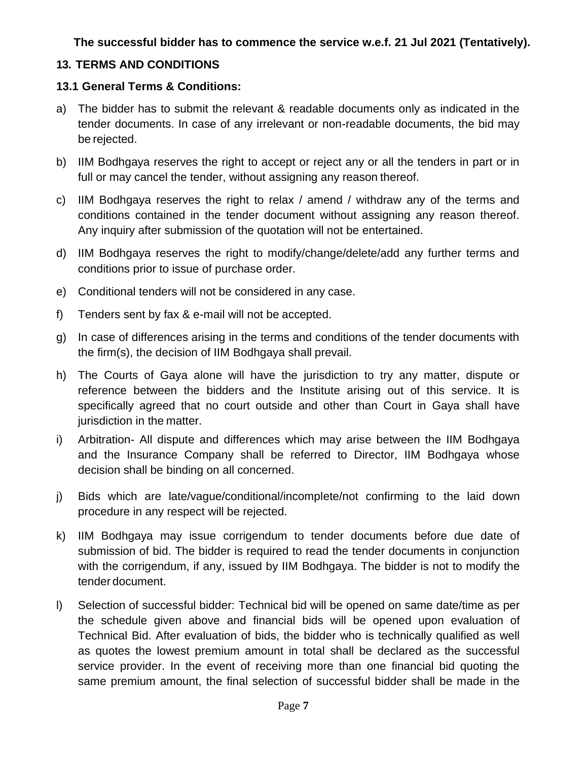**The successful bidder has to commence the service w.e.f. 21 Jul 2021 (Tentatively).**

## 13. TERMS AND CONDITIONS

### 13.1 General Terms & Conditions:

a) The bidder has to submit the relevant & readable documents only as indicated in the tender documents. In case of any irrelevant or non-readable documents, the bid may be rejected.

b) IIM Bodhgaya reserves the right to accept or reject any or all the tenders in part or in full or may cancel the tender, without assigning any reason thereof.

c) IIM Bodhgaya reserves the right to relax / amend / withdraw any of the terms and conditions contained in the tender document without assigning any reason thereof. Any inquiry after submission of the quotation will not be entertained.

d) IIM Bodhgaya reserves the right to modify/change/delete/add any further terms and conditions prior to issue of purchase order.

e) Conditional tenders will not be considered in any case.

f) Tenders sent by fax & e-mail will not be accepted.

g) In case of differences arising in the terms and conditions of the tender documents with the firm(s), the decision of IIM Bodhgaya shall prevail.

h) The Courts of Gaya alone will have the jurisdiction to try any matter, dispute or reference between the bidders and the Institute arising out of this service. It is specifically agreed that no court outside and other than Court in Gaya shall have jurisdiction in the matter.

i) Arbitration- All dispute and differences which may arise between the IIM Bodhgaya and the Insurance Company shall be referred to Director, IIM Bodhgaya whose decision shall be binding on all concerned.

j) Bids which are late/vague/conditional/incomplete/not confirming to the laid down procedure in any respect will be rejected.

k) IIM Bodhgaya may issue corrigendum to tender documents before due date of submission of bid. The bidder is required to read the tender documents in conjunction with the corrigendum, if any, issued by IIM Bodhgaya. The bidder is not to modify the tender document.

l) Selection of successful bidder: Technical bid will be opened on same date/time as per the schedule given above and financial bids will be opened upon evaluation of Technical Bid. After evaluation of bids, the bidder who is technically qualified as well as quotes the lowest premium amount in total shall be declared as the successful service provider. In the event of receiving more than one financial bid quoting the same premium amount, the final selection of successful bidder shall be made in the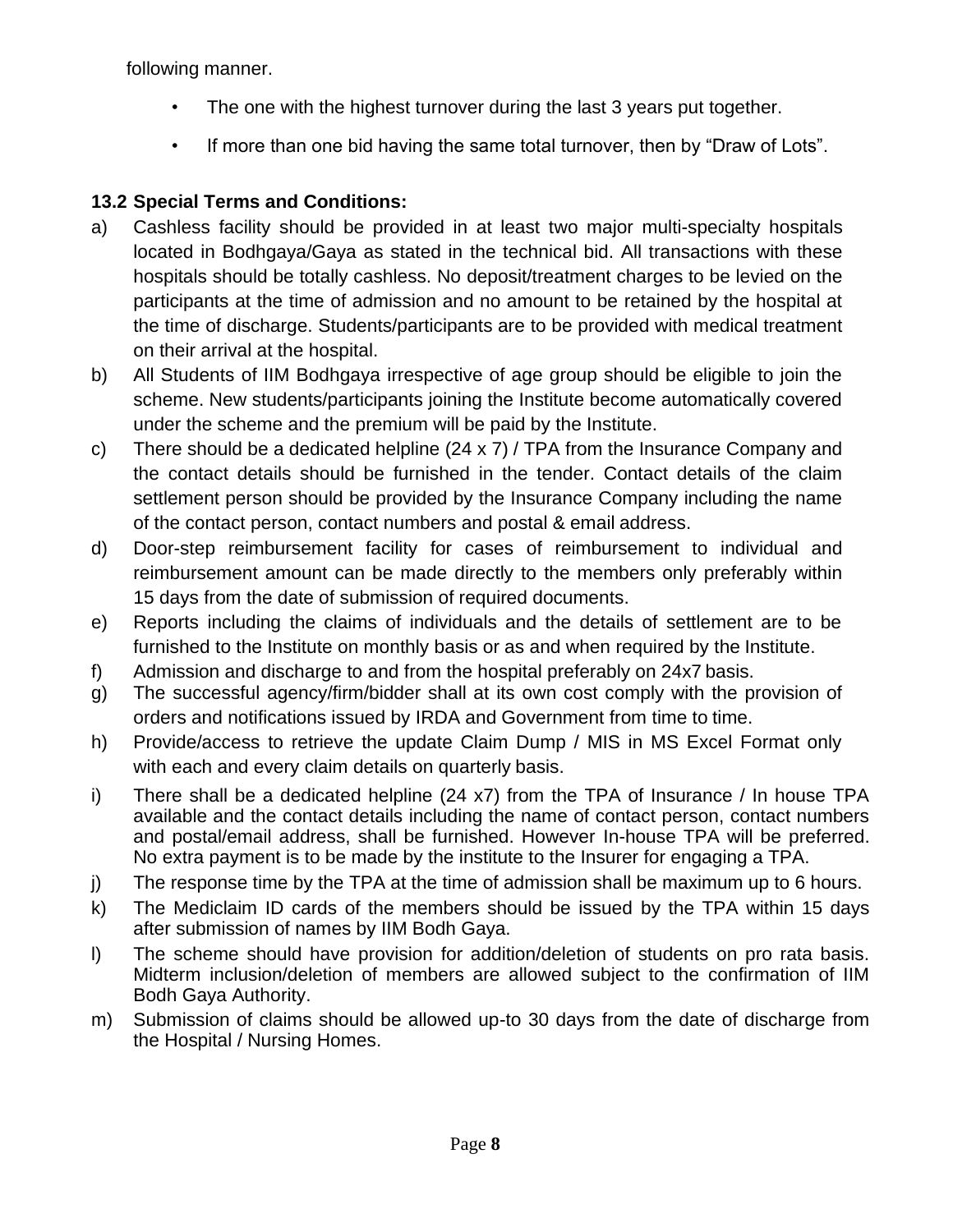following manner.

- The one with the highest turnover during the last 3 years put together.
- If more than one bid having the same total turnover, then by "Draw of Lots".

**13.2 Special Terms and Conditions:**

a) Cashless facility should be provided in at least two major multi-specialty hospitals located in Bodhgaya/Gaya as stated in the technical bid. All transactions with these hospitals should be totally cashless. No deposit/treatment charges to be levied on the participants at the time of admission and no amount to be retained by the hospital at the time of discharge. Students/participants are to be provided with medical treatment on their arrival at the hospital.

b) All Students of IIM Bodhgaya irrespective of age group should be eligible to join the scheme. New students/participants joining the Institute become automatically covered under the scheme and the premium will be paid by the Institute.

c) There should be a dedicated helpline (24 x 7) / TPA from the Insurance Company and the contact details should be furnished in the tender. Contact details of the claim settlement person should be provided by the Insurance Company including the name of the contact person, contact numbers and postal & email address.

d) Door-step reimbursement facility for cases of reimbursement to individual and reimbursement amount can be made directly to the members only preferably within 15 days from the date of submission of required documents.

e) Reports including the claims of individuals and the details of settlement are to be furnished to the Institute on monthly basis or as and when required by the Institute.

f) Admission and discharge to and from the hospital preferably on 24x7 basis.

g) The successful agency/firm/bidder shall at its own cost comply with the provision of orders and notifications issued by IRDA and Government from time to time.

h) Provide/access to retrieve the update Claim Dump / MIS in MS Excel Format only with each and every claim details on quarterly basis.

i) There shall be a dedicated helpline (24 x7) from the TPA of Insurance / In house TPA available and the contact details including the name of contact person, contact numbers and postal/email address, shall be furnished. However In-house TPA will be preferred. No extra payment is to be made by the institute to the Insurer for engaging a TPA.

j) The response time by the TPA at the time of admission shall be maximum up to 6 hours.

k) The Mediclaim ID cards of the members should be issued by the TPA within 15 days after submission of names by IIM Bodh Gaya.

l) The scheme should have provision for addition/deletion of students on pro rata basis. Midterm inclusion/deletion of members are allowed subject to the confirmation of IIM Bodh Gaya Authority.

m) Submission of claims should be allowed up-to 30 days from the date of discharge from the Hospital / Nursing Homes.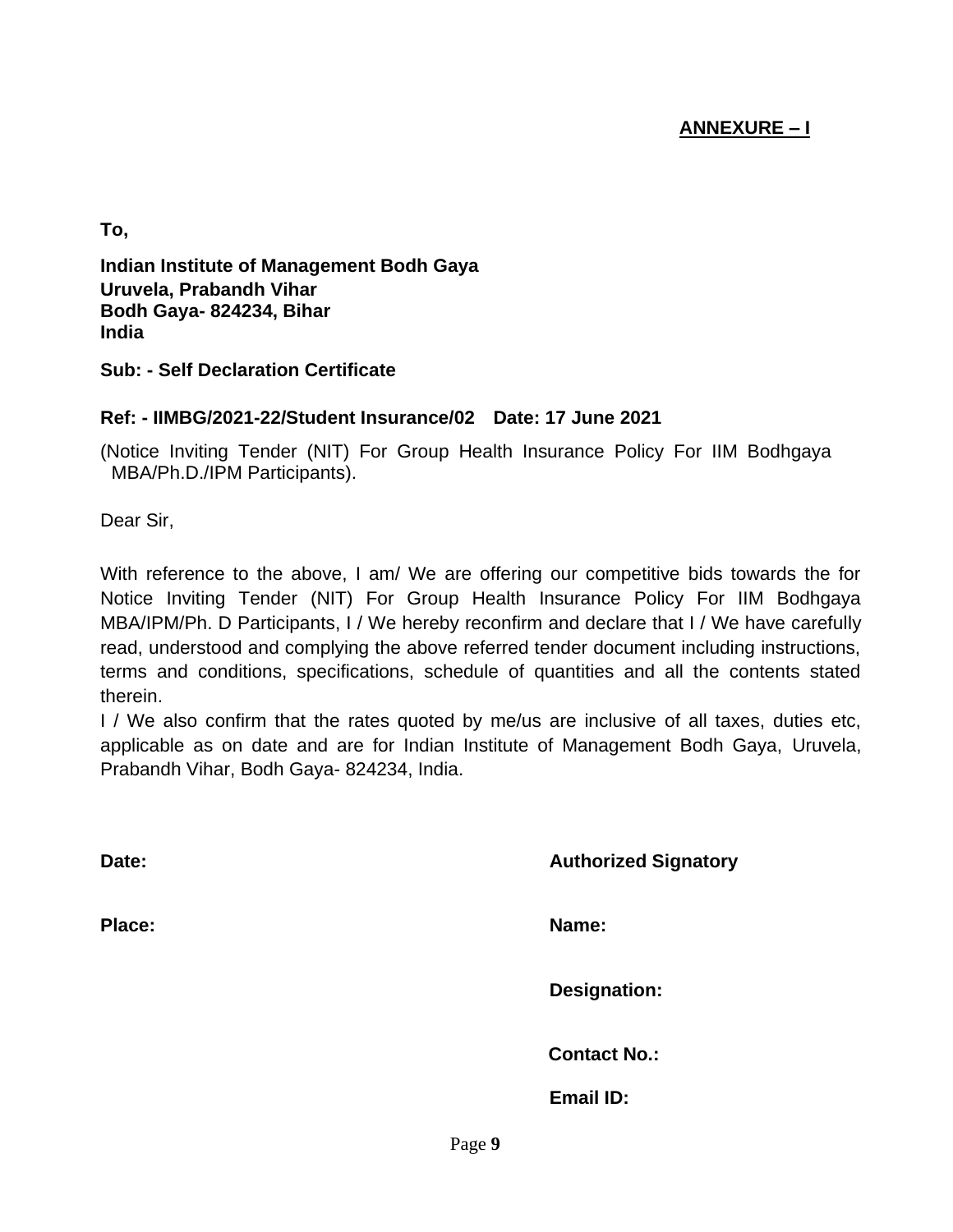**ANNEXURE – I**

**To,**

**Indian Institute of Management Bodh Gaya**
**Uruvela, Prabandh Vihar**
**Bodh Gaya- 824234, Bihar**
**India**

**Sub: - Self Declaration Certificate**

**Ref: - IIMBG/2021-22/Student Insurance/02 Date: 17 June 2021**

(Notice Inviting Tender (NIT) For Group Health Insurance Policy For IIM Bodhgaya MBA/Ph.D./IPM Participants).

Dear Sir,

With reference to the above, I am/ We are offering our competitive bids towards the for Notice Inviting Tender (NIT) For Group Health Insurance Policy For IIM Bodhgaya MBA/IPM/Ph. D Participants, I / We hereby reconfirm and declare that I / We have carefully read, understood and complying the above referred tender document including instructions, terms and conditions, specifications, schedule of quantities and all the contents stated therein.

I / We also confirm that the rates quoted by me/us are inclusive of all taxes, duties etc, applicable as on date and are for Indian Institute of Management Bodh Gaya, Uruvela, Prabandh Vihar, Bodh Gaya- 824234, India.

**Date:** **Authorized Signatory**

**Place:** **Name:**

**Designation:**

**Contact No.:**

**Email ID:**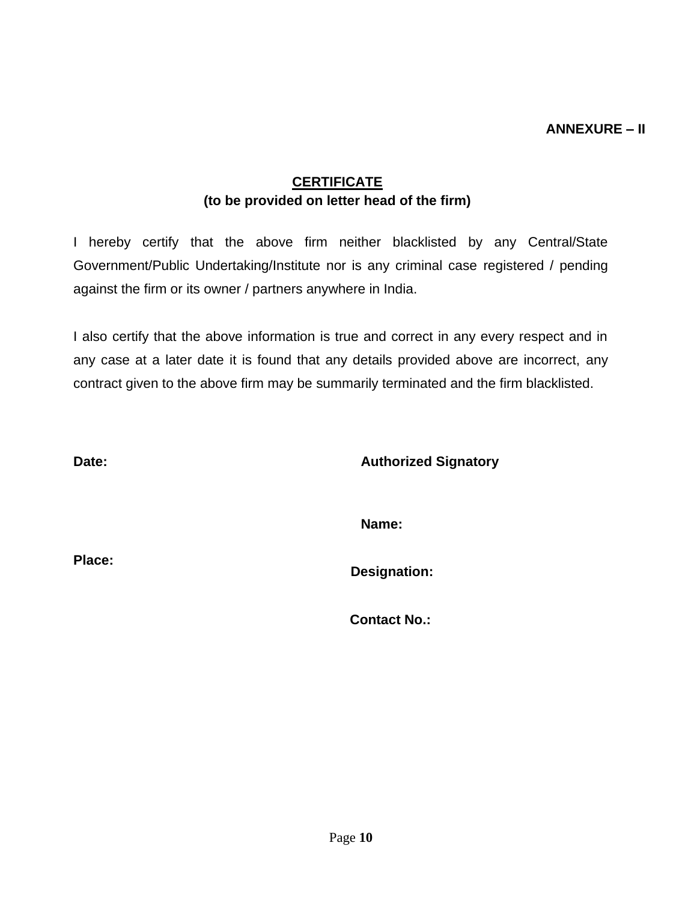**ANNEXURE – II**

## CERTIFICATE

**(to be provided on letter head of the firm)**

I hereby certify that the above firm neither blacklisted by any Central/State Government/Public Undertaking/Institute nor is any criminal case registered / pending against the firm or its owner / partners anywhere in India.

I also certify that the above information is true and correct in any every respect and in any case at a later date it is found that any details provided above are incorrect, any contract given to the above firm may be summarily terminated and the firm blacklisted.

**Date:**

**Authorized Signatory**

**Name:**

**Place:**

**Designation:**

**Contact No.:**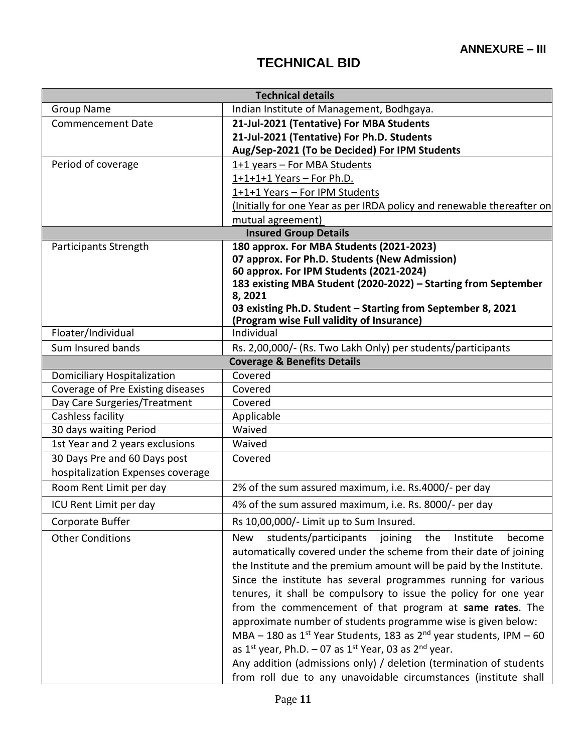**ANNEXURE – III**

# TECHNICAL BID

| Technical details | |
|---|---|
| Group Name | Indian Institute of Management, Bodhgaya. |
| Commencement Date | **21-Jul-2021 (Tentative) For MBA Students**<br>**21-Jul-2021 (Tentative) For Ph.D. Students**<br>**Aug/Sep-2021 (To be Decided) For IPM Students** |
| Period of coverage | 1+1 years – For MBA Students<br>1+1+1+1 Years – For Ph.D.<br>1+1+1 Years – For IPM Students<br>(Initially for one Year as per IRDA policy and renewable thereafter on mutual agreement) |
| **Insured Group Details** | |
| Participants Strength | **180 approx. For MBA Students (2021-2023)**<br>**07 approx. For Ph.D. Students (New Admission)**<br>**60 approx. For IPM Students (2021-2024)**<br>**183 existing MBA Student (2020-2022) – Starting from September 8, 2021**<br>**03 existing Ph.D. Student – Starting from September 8, 2021**<br>**(Program wise Full validity of Insurance)** |
| Floater/Individual | Individual |
| Sum Insured bands | Rs. 2,00,000/- (Rs. Two Lakh Only) per students/participants |
| **Coverage & Benefits Details** | |
| Domiciliary Hospitalization | Covered |
| Coverage of Pre Existing diseases | Covered |
| Day Care Surgeries/Treatment | Covered |
| Cashless facility | Applicable |
| 30 days waiting Period | Waived |
| 1st Year and 2 years exclusions | Waived |
| 30 Days Pre and 60 Days post hospitalization Expenses coverage | Covered |
| Room Rent Limit per day | 2% of the sum assured maximum, i.e. Rs.4000/- per day |
| ICU Rent Limit per day | 4% of the sum assured maximum, i.e. Rs. 8000/- per day |
| Corporate Buffer | Rs 10,00,000/- Limit up to Sum Insured. |
| Other Conditions | New students/participants joining the Institute become automatically covered under the scheme from their date of joining the Institute and the premium amount will be paid by the Institute. Since the institute has several programmes running for various tenures, it shall be compulsory to issue the policy for one year from the commencement of that program at **same rates**. The approximate number of students programme wise is given below: MBA – 180 as 1st Year Students, 183 as 2nd year students, IPM – 60 as 1st year, Ph.D. – 07 as 1st Year, 03 as 2nd year.<br>Any addition (admissions only) / deletion (termination of students from roll due to any unavoidable circumstances (institute shall |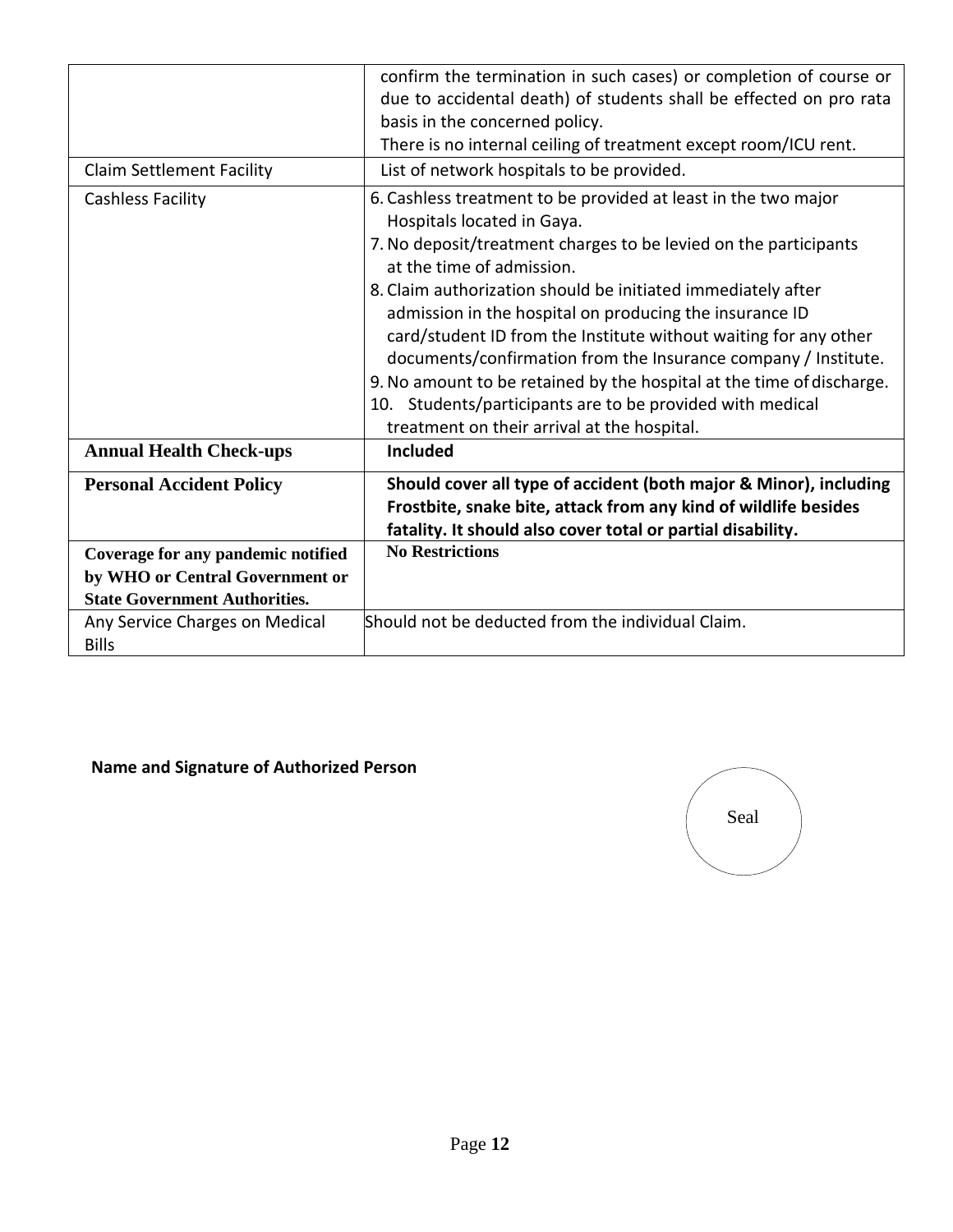| | |
|---|---|
| | confirm the termination in such cases) or completion of course or due to accidental death) of students shall be effected on pro rata basis in the concerned policy.<br>There is no internal ceiling of treatment except room/ICU rent. |
| Claim Settlement Facility | List of network hospitals to be provided. |
| Cashless Facility | 6. Cashless treatment to be provided at least in the two major Hospitals located in Gaya.<br>7. No deposit/treatment charges to be levied on the participants at the time of admission.<br>8. Claim authorization should be initiated immediately after admission in the hospital on producing the insurance ID card/student ID from the Institute without waiting for any other documents/confirmation from the Insurance company / Institute.<br>9. No amount to be retained by the hospital at the time of discharge.<br>10. Students/participants are to be provided with medical treatment on their arrival at the hospital. |
| **Annual Health Check-ups** | **Included** |
| **Personal Accident Policy** | **Should cover all type of accident (both major & Minor), including Frostbite, snake bite, attack from any kind of wildlife besides fatality. It should also cover total or partial disability.** |
| **Coverage for any pandemic notified by WHO or Central Government or State Government Authorities.** | **No Restrictions** |
| Any Service Charges on Medical Bills | Should not be deducted from the individual Claim. |

**Name and Signature of Authorized Person**

Seal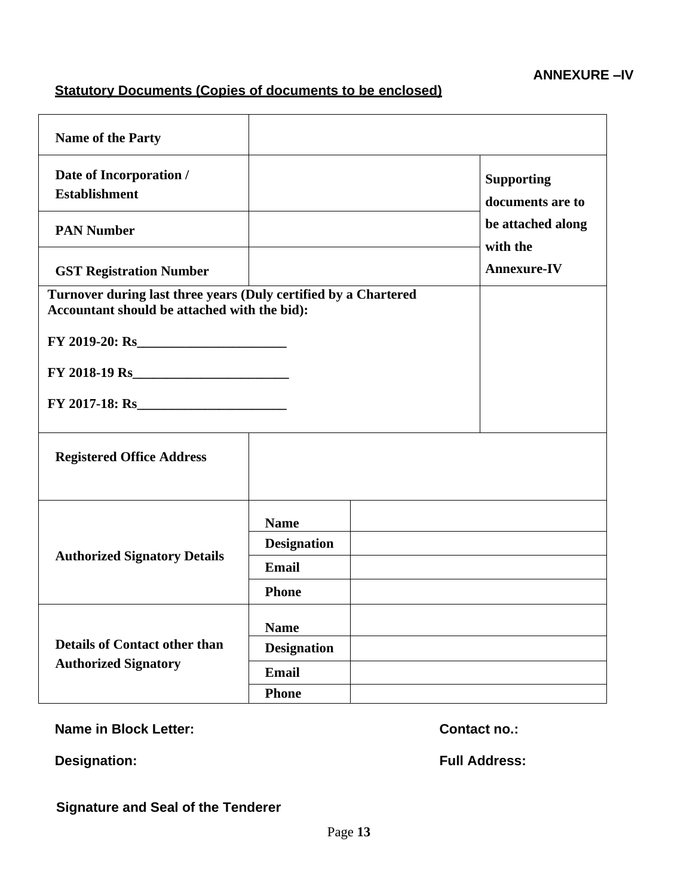**ANNEXURE –IV**

**Statutory Documents (Copies of documents to be enclosed)**

| | | | |
|---|---|---|---|
| **Name of the Party** | | | |
| **Date of Incorporation / Establishment** | | | **Supporting documents are to be attached along with the Annexure-IV** |
| **PAN Number** | | | |
| **GST Registration Number** | | | |
| **Turnover during last three years (Duly certified by a Chartered Accountant should be attached with the bid):**<br><br>**FY 2019-20: Rs______________________**<br><br>**FY 2018-19 Rs_______________________**<br><br>**FY 2017-18: Rs______________________** | | | |
| **Registered Office Address** | | | |
| **Authorized Signatory Details** | **Name** | | |
| | **Designation** | | |
| | **Email** | | |
| | **Phone** | | |
| **Details of Contact other than Authorized Signatory** | **Name** | | |
| | **Designation** | | |
| | **Email** | | |
| | **Phone** | | |

**Name in Block Letter:** **Contact no.:**

**Designation:** **Full Address:**

**Signature and Seal of the Tenderer**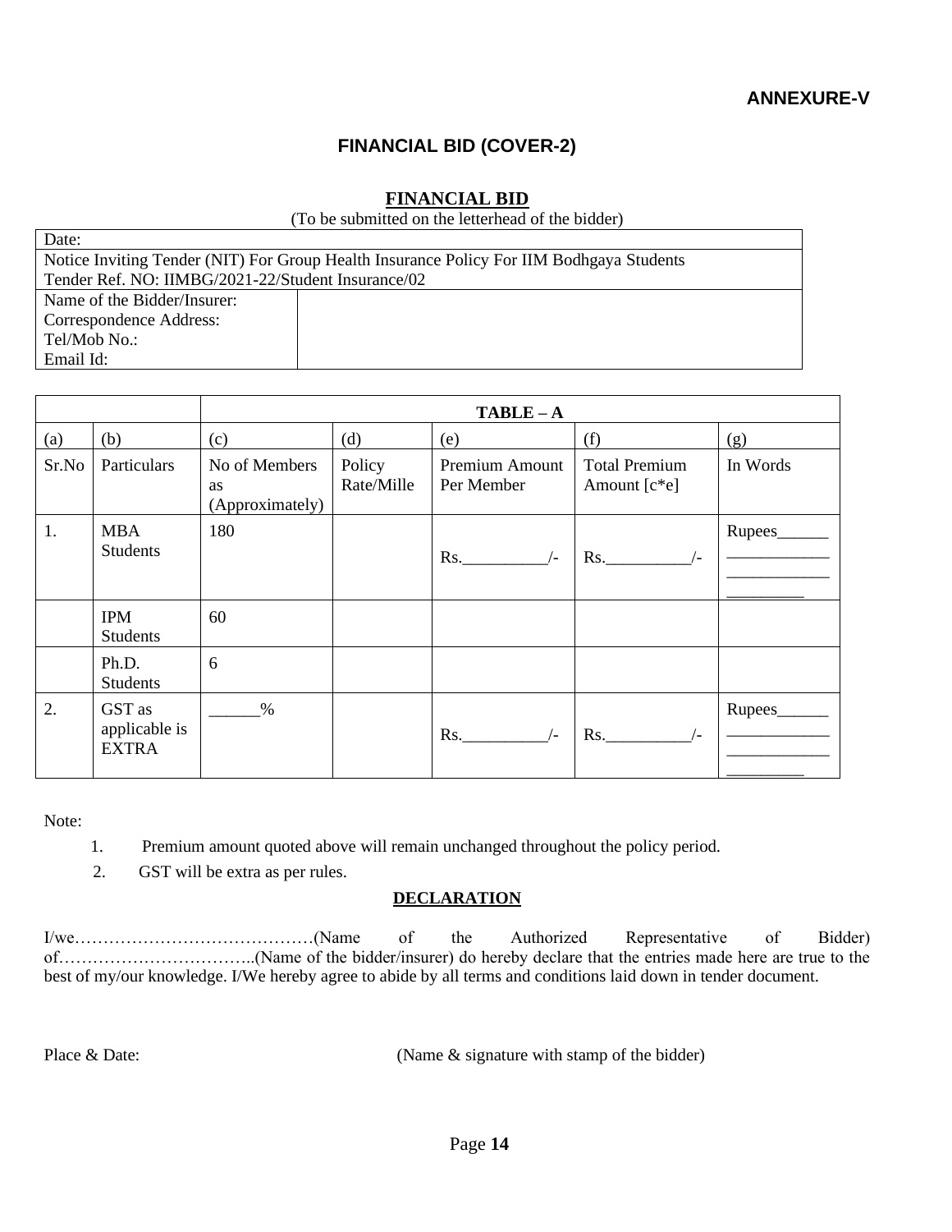**ANNEXURE-V**

## FINANCIAL BID (COVER-2)

### FINANCIAL BID

(To be submitted on the letterhead of the bidder)

| | |
|---|---|
| Date: | |
| Notice Inviting Tender (NIT) For Group Health Insurance Policy For IIM Bodhgaya Students<br>Tender Ref. NO: IIMBG/2021-22/Student Insurance/02 | |
| Name of the Bidder/Insurer:<br>Correspondence Address:<br>Tel/Mob No.:<br>Email Id: | |

| | | TABLE – A | | | | |
|---|---|---|---|---|---|---|
| (a) | (b) | (c) | (d) | (e) | (f) | (g) |
| Sr.No | Particulars | No of Members as (Approximately) | Policy Rate/Mille | Premium Amount Per Member | Total Premium Amount [c*e] | In Words |
| 1. | MBA Students | 180 | | Rs.__________/- | Rs.__________/- | Rupees______ ____________ ____________ _________ |
| | IPM Students | 60 | | | | |
| | Ph.D. Students | 6 | | | | |
| 2. | GST as applicable is EXTRA | ______% | | Rs.__________/- | Rs.__________/- | Rupees______ ____________ ____________ _________ |

Note:

1. Premium amount quoted above will remain unchanged throughout the policy period.
2. GST will be extra as per rules.

### DECLARATION

I/we……………………………………(Name of the Authorized Representative of Bidder) of……………………………..(Name of the bidder/insurer) do hereby declare that the entries made here are true to the best of my/our knowledge. I/We hereby agree to abide by all terms and conditions laid down in tender document.

Place & Date: (Name & signature with stamp of the bidder)